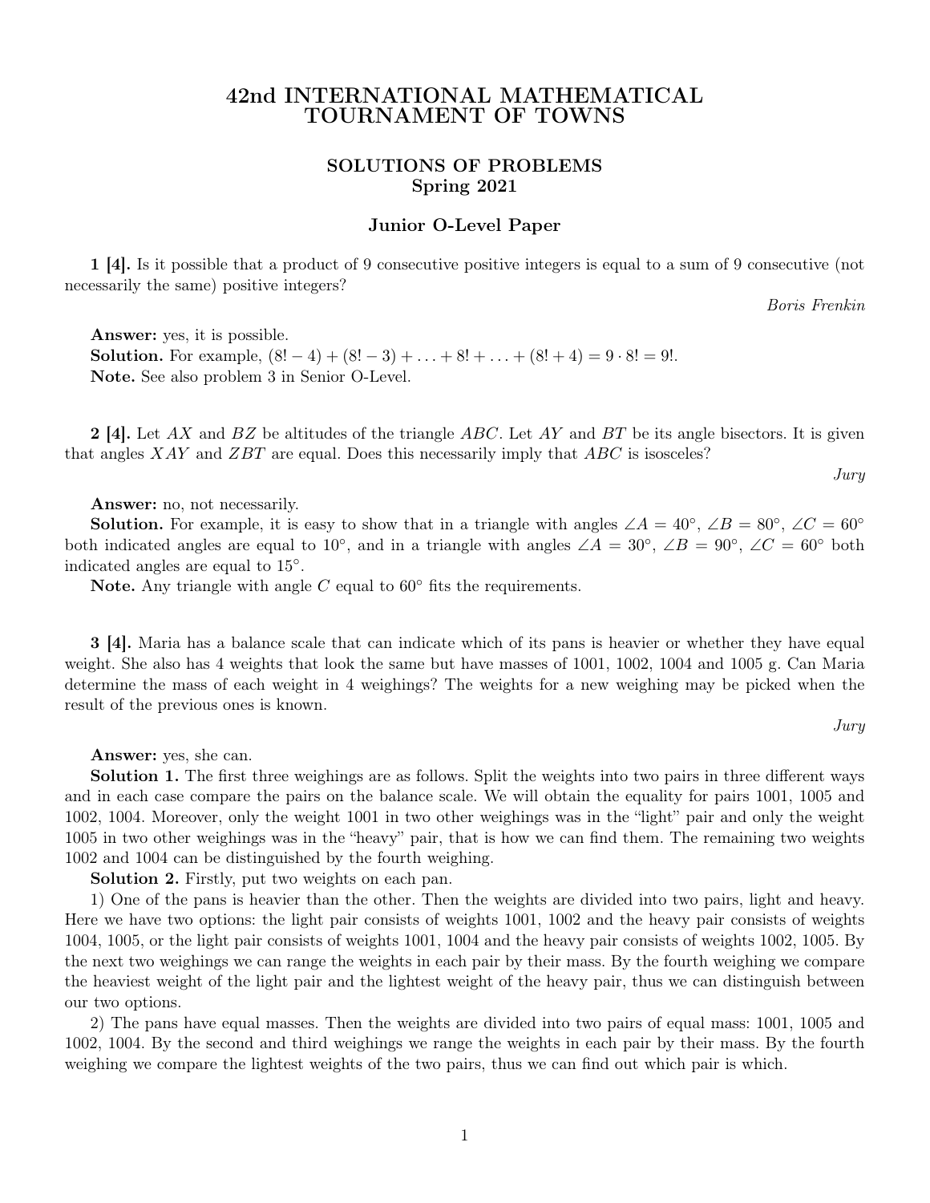# 42nd INTERNATIONAL MATHEMATICAL TOURNAMENT OF TOWNS

## SOLUTIONS OF PROBLEMS
## Spring 2021

### Junior O-Level Paper

**1 [4].** Is it possible that a product of 9 consecutive positive integers is equal to a sum of 9 consecutive (not necessarily the same) positive integers?

*Boris Frenkin*

**Answer:** yes, it is possible.

**Solution.** For example, $(8!-4)+(8!-3)+\ldots+8!+\ldots+(8!+4)=9\cdot 8!=9!$.

**Note.** See also problem 3 in Senior O-Level.

**2 [4].** Let $AX$ and $BZ$ be altitudes of the triangle $ABC$. Let $AY$ and $BT$ be its angle bisectors. It is given that angles $XAY$ and $ZBT$ are equal. Does this necessarily imply that $ABC$ is isosceles?

*Jury*

**Answer:** no, not necessarily.

**Solution.** For example, it is easy to show that in a triangle with angles $\angle A=40^\circ$, $\angle B=80^\circ$, $\angle C=60^\circ$ both indicated angles are equal to $10^\circ$, and in a triangle with angles $\angle A=30^\circ$, $\angle B=90^\circ$, $\angle C=60^\circ$ both indicated angles are equal to $15^\circ$.

**Note.** Any triangle with angle $C$ equal to $60^\circ$ fits the requirements.

**3 [4].** Maria has a balance scale that can indicate which of its pans is heavier or whether they have equal weight. She also has 4 weights that look the same but have masses of 1001, 1002, 1004 and 1005 g. Can Maria determine the mass of each weight in 4 weighings? The weights for a new weighing may be picked when the result of the previous ones is known.

*Jury*

**Answer:** yes, she can.

**Solution 1.** The first three weighings are as follows. Split the weights into two pairs in three different ways and in each case compare the pairs on the balance scale. We will obtain the equality for pairs 1001, 1005 and 1002, 1004. Moreover, only the weight 1001 in two other weighings was in the "light" pair and only the weight 1005 in two other weighings was in the "heavy" pair, that is how we can find them. The remaining two weights 1002 and 1004 can be distinguished by the fourth weighing.

**Solution 2.** Firstly, put two weights on each pan.

1) One of the pans is heavier than the other. Then the weights are divided into two pairs, light and heavy. Here we have two options: the light pair consists of weights 1001, 1002 and the heavy pair consists of weights 1004, 1005, or the light pair consists of weights 1001, 1004 and the heavy pair consists of weights 1002, 1005. By the next two weighings we can range the weights in each pair by their mass. By the fourth weighing we compare the heaviest weight of the light pair and the lightest weight of the heavy pair, thus we can distinguish between our two options.

2) The pans have equal masses. Then the weights are divided into two pairs of equal mass: 1001, 1005 and 1002, 1004. By the second and third weighings we range the weights in each pair by their mass. By the fourth weighing we compare the lightest weights of the two pairs, thus we can find out which pair is which.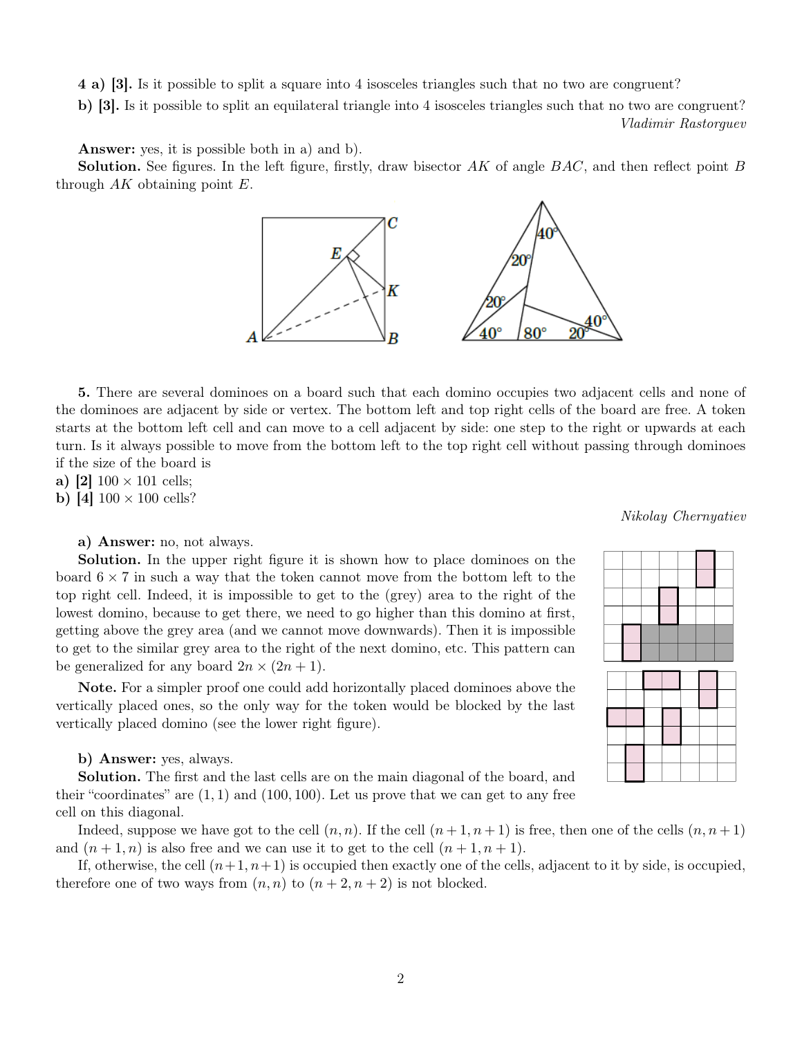**4 a) [3].** Is it possible to split a square into 4 isosceles triangles such that no two are congruent?

**b) [3].** Is it possible to split an equilateral triangle into 4 isosceles triangles such that no two are congruent?

*Vladimir Rastorguev*

**Answer:** yes, it is possible both in a) and b).

**Solution.** See figures. In the left figure, firstly, draw bisector $AK$ of angle $BAC$, and then reflect point $B$ through $AK$ obtaining point $E$.

**5.** There are several dominoes on a board such that each domino occupies two adjacent cells and none of the dominoes are adjacent by side or vertex. The bottom left and top right cells of the board are free. A token starts at the bottom left cell and can move to a cell adjacent by side: one step to the right or upwards at each turn. Is it always possible to move from the bottom left to the top right cell without passing through dominoes if the size of the board is

**a) [2]** $100 \times 101$ cells;

**b) [4]** $100 \times 100$ cells?

*Nikolay Chernyatiev*

**a) Answer:** no, not always.

**Solution.** In the upper right figure it is shown how to place dominoes on the board $6 \times 7$ in such a way that the token cannot move from the bottom left to the top right cell. Indeed, it is impossible to get to the (grey) area to the right of the lowest domino, because to get there, we need to go higher than this domino at first, getting above the grey area (and we cannot move downwards). Then it is impossible to get to the similar grey area to the right of the next domino, etc. This pattern can be generalized for any board $2n \times (2n + 1)$.

**Note.** For a simpler proof one could add horizontally placed dominoes above the vertically placed ones, so the only way for the token would be blocked by the last vertically placed domino (see the lower right figure).

**b) Answer:** yes, always.

**Solution.** The first and the last cells are on the main diagonal of the board, and their "coordinates" are $(1, 1)$ and $(100, 100)$. Let us prove that we can get to any free cell on this diagonal.

Indeed, suppose we have got to the cell $(n, n)$. If the cell $(n + 1, n + 1)$ is free, then one of the cells $(n, n + 1)$ and $(n + 1, n)$ is also free and we can use it to get to the cell $(n + 1, n + 1)$.

If, otherwise, the cell $(n+1, n+1)$ is occupied then exactly one of the cells, adjacent to it by side, is occupied, therefore one of two ways from $(n, n)$ to $(n + 2, n + 2)$ is not blocked.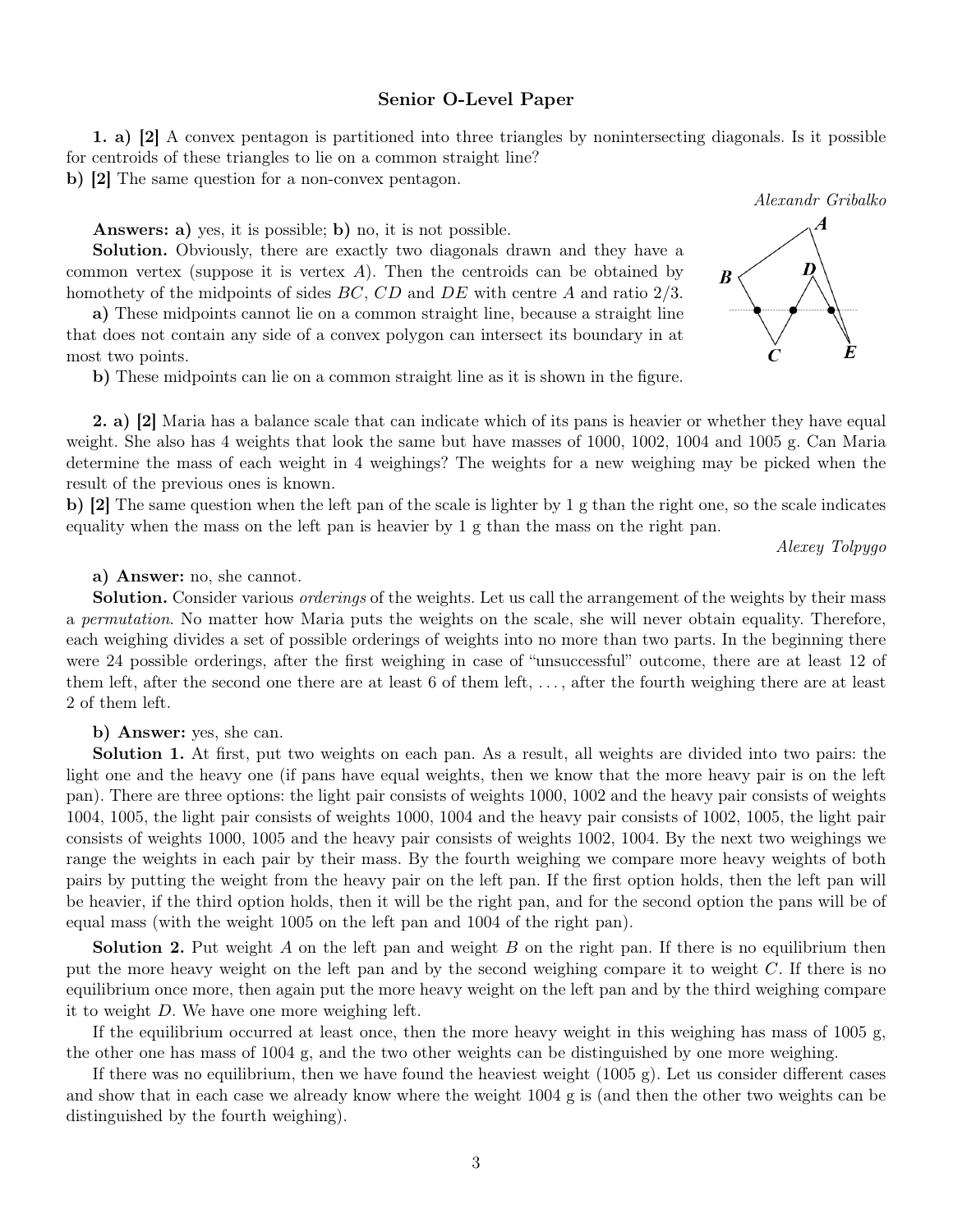## Senior O-Level Paper

**1. a) [2]** A convex pentagon is partitioned into three triangles by nonintersecting diagonals. Is it possible for centroids of these triangles to lie on a common straight line?

**b) [2]** The same question for a non-convex pentagon.

*Alexandr Gribalko*

**Answers: a)** yes, it is possible; **b)** no, it is not possible.

**Solution.** Obviously, there are exactly two diagonals drawn and they have a common vertex (suppose it is vertex $A$). Then the centroids can be obtained by homothety of the midpoints of sides $BC$, $CD$ and $DE$ with centre $A$ and ratio $2/3$.

**a)** These midpoints cannot lie on a common straight line, because a straight line that does not contain any side of a convex polygon can intersect its boundary in at most two points.

**b)** These midpoints can lie on a common straight line as it is shown in the figure.

**2. a) [2]** Maria has a balance scale that can indicate which of its pans is heavier or whether they have equal weight. She also has 4 weights that look the same but have masses of 1000, 1002, 1004 and 1005 g. Can Maria determine the mass of each weight in 4 weighings? The weights for a new weighing may be picked when the result of the previous ones is known.

**b) [2]** The same question when the left pan of the scale is lighter by 1 g than the right one, so the scale indicates equality when the mass on the left pan is heavier by 1 g than the mass on the right pan.

*Alexey Tolpygo*

**a) Answer:** no, she cannot.

**Solution.** Consider various *orderings* of the weights. Let us call the arrangement of the weights by their mass a *permutation*. No matter how Maria puts the weights on the scale, she will never obtain equality. Therefore, each weighing divides a set of possible orderings of weights into no more than two parts. In the beginning there were 24 possible orderings, after the first weighing in case of "unsuccessful" outcome, there are at least 12 of them left, after the second one there are at least 6 of them left, ..., after the fourth weighing there are at least 2 of them left.

**b) Answer:** yes, she can.

**Solution 1.** At first, put two weights on each pan. As a result, all weights are divided into two pairs: the light one and the heavy one (if pans have equal weights, then we know that the more heavy pair is on the left pan). There are three options: the light pair consists of weights 1000, 1002 and the heavy pair consists of weights 1004, 1005, the light pair consists of weights 1000, 1004 and the heavy pair consists of 1002, 1005, the light pair consists of weights 1000, 1005 and the heavy pair consists of weights 1002, 1004. By the next two weighings we range the weights in each pair by their mass. By the fourth weighing we compare more heavy weights of both pairs by putting the weight from the heavy pair on the left pan. If the first option holds, then the left pan will be heavier, if the third option holds, then it will be the right pan, and for the second option the pans will be of equal mass (with the weight 1005 on the left pan and 1004 of the right pan).

**Solution 2.** Put weight $A$ on the left pan and weight $B$ on the right pan. If there is no equilibrium then put the more heavy weight on the left pan and by the second weighing compare it to weight $C$. If there is no equilibrium once more, then again put the more heavy weight on the left pan and by the third weighing compare it to weight $D$. We have one more weighing left.

If the equilibrium occurred at least once, then the more heavy weight in this weighing has mass of 1005 g, the other one has mass of 1004 g, and the two other weights can be distinguished by one more weighing.

If there was no equilibrium, then we have found the heaviest weight (1005 g). Let us consider different cases and show that in each case we already know where the weight 1004 g is (and then the other two weights can be distinguished by the fourth weighing).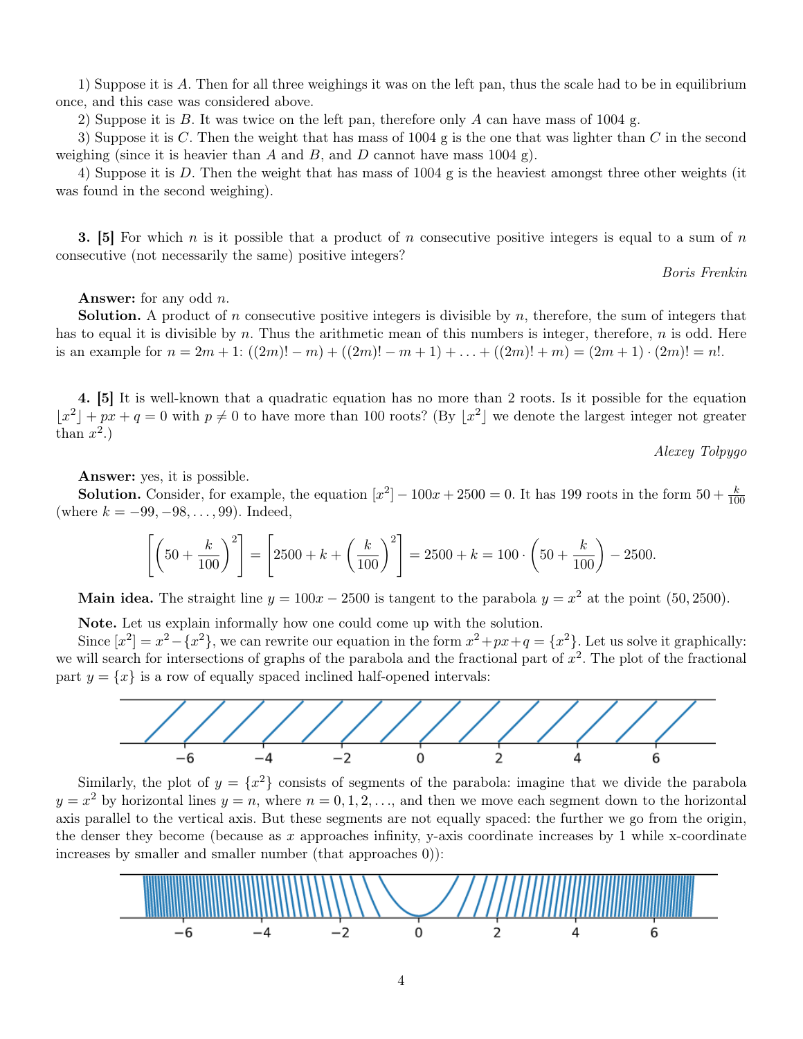1) Suppose it is $A$. Then for all three weighings it was on the left pan, thus the scale had to be in equilibrium once, and this case was considered above.

2) Suppose it is $B$. It was twice on the left pan, therefore only $A$ can have mass of 1004 g.

3) Suppose it is $C$. Then the weight that has mass of 1004 g is the one that was lighter than $C$ in the second weighing (since it is heavier than $A$ and $B$, and $D$ cannot have mass 1004 g).

4) Suppose it is $D$. Then the weight that has mass of 1004 g is the heaviest amongst three other weights (it was found in the second weighing).

**3. [5]** For which $n$ is it possible that a product of $n$ consecutive positive integers is equal to a sum of $n$ consecutive (not necessarily the same) positive integers?

*Boris Frenkin*

**Answer:** for any odd $n$.

**Solution.** A product of $n$ consecutive positive integers is divisible by $n$, therefore, the sum of integers that has to equal it is divisible by $n$. Thus the arithmetic mean of this numbers is integer, therefore, $n$ is odd. Here is an example for $n = 2m+1$: $((2m)! - m) + ((2m)! - m + 1) + \ldots + ((2m)! + m) = (2m+1) \cdot (2m)! = n!$.

**4. [5]** It is well-known that a quadratic equation has no more than 2 roots. Is it possible for the equation $\lfloor x^2 \rfloor + px + q = 0$ with $p \neq 0$ to have more than 100 roots? (By $\lfloor x^2 \rfloor$ we denote the largest integer not greater than $x^2$.)

*Alexey Tolpygo*

**Answer:** yes, it is possible.

**Solution.** Consider, for example, the equation $[x^2] - 100x + 2500 = 0$. It has 199 roots in the form $50 + \frac{k}{100}$ (where $k = -99, -98, \ldots, 99$). Indeed,

$$\left[\left(50 + \frac{k}{100}\right)^2\right] = \left[2500 + k + \left(\frac{k}{100}\right)^2\right] = 2500 + k = 100 \cdot \left(50 + \frac{k}{100}\right) - 2500.$$

**Main idea.** The straight line $y = 100x - 2500$ is tangent to the parabola $y = x^2$ at the point $(50, 2500)$.

**Note.** Let us explain informally how one could come up with the solution.

Since $[x^2] = x^2 - \{x^2\}$, we can rewrite our equation in the form $x^2 + px + q = \{x^2\}$. Let us solve it graphically: we will search for intersections of graphs of the parabola and the fractional part of $x^2$. The plot of the fractional part $y = \{x\}$ is a row of equally spaced inclined half-opened intervals:

Similarly, the plot of $y = \{x^2\}$ consists of segments of the parabola: imagine that we divide the parabola $y = x^2$ by horizontal lines $y = n$, where $n = 0, 1, 2, \ldots$, and then we move each segment down to the horizontal axis parallel to the vertical axis. But these segments are not equally spaced: the further we go from the origin, the denser they become (because as $x$ approaches infinity, y-axis coordinate increases by 1 while x-coordinate increases by smaller and smaller number (that approaches 0)):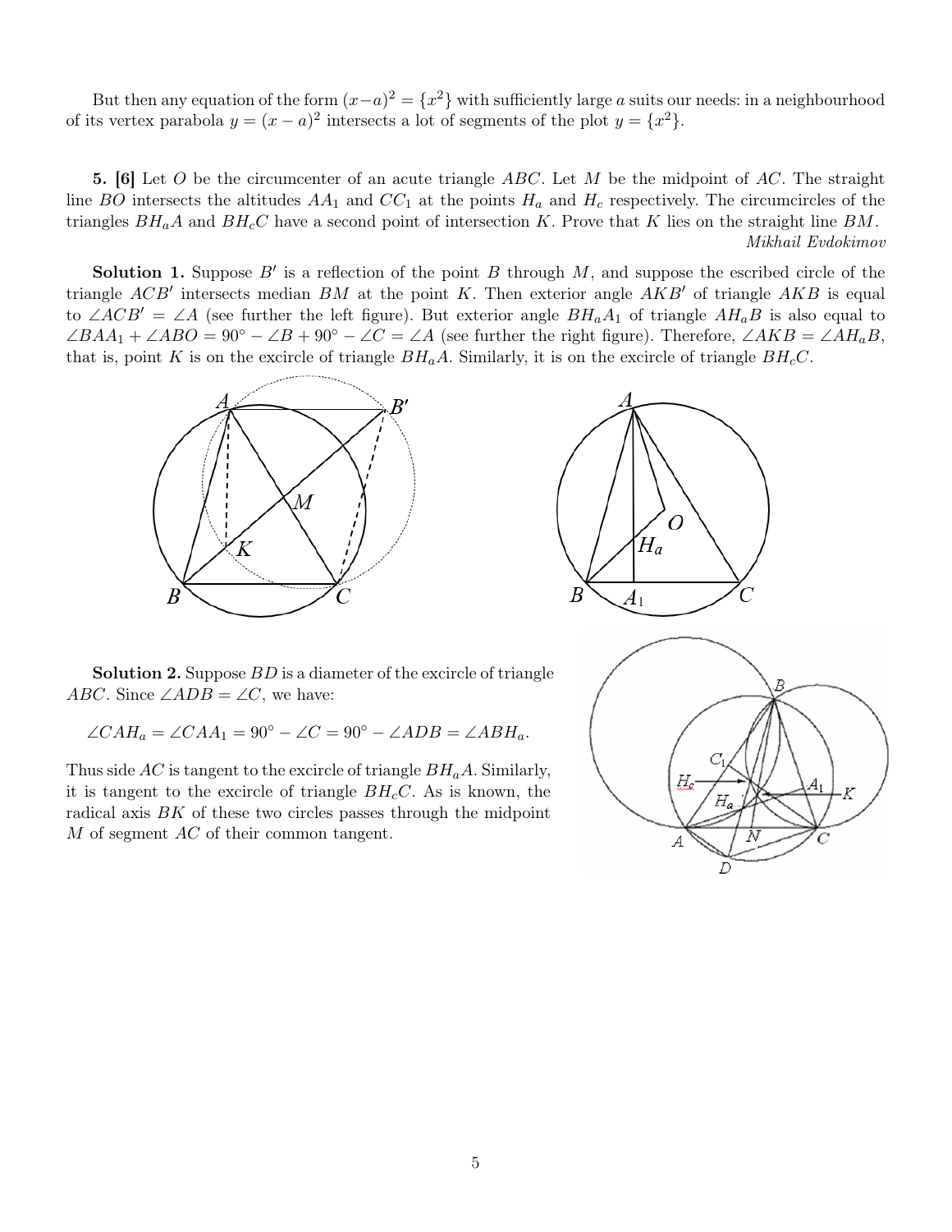But then any equation of the form $(x-a)^2 = \{x^2\}$ with sufficiently large $a$ suits our needs: in a neighbourhood of its vertex parabola $y = (x-a)^2$ intersects a lot of segments of the plot $y = \{x^2\}$.

**5. [6]** Let $O$ be the circumcenter of an acute triangle $ABC$. Let $M$ be the midpoint of $AC$. The straight line $BO$ intersects the altitudes $AA_1$ and $CC_1$ at the points $H_a$ and $H_c$ respectively. The circumcircles of the triangles $BH_aA$ and $BH_cC$ have a second point of intersection $K$. Prove that $K$ lies on the straight line $BM$.

*Mikhail Evdokimov*

**Solution 1.** Suppose $B'$ is a reflection of the point $B$ through $M$, and suppose the escribed circle of the triangle $ACB'$ intersects median $BM$ at the point $K$. Then exterior angle $AKB'$ of triangle $AKB$ is equal to $\angle ACB' = \angle A$ (see further the left figure). But exterior angle $BH_aA_1$ of triangle $AH_aB$ is also equal to $\angle BAA_1 + \angle ABO = 90^\circ - \angle B + 90^\circ - \angle C = \angle A$ (see further the right figure). Therefore, $\angle AKB = \angle AH_aB$, that is, point $K$ is on the excircle of triangle $BH_aA$. Similarly, it is on the excircle of triangle $BH_cC$.

**Solution 2.** Suppose $BD$ is a diameter of the excircle of triangle $ABC$. Since $\angle ADB = \angle C$, we have:

$$\angle CAH_a = \angle CAA_1 = 90^\circ - \angle C = 90^\circ - \angle ADB = \angle ABH_a.$$

Thus side $AC$ is tangent to the excircle of triangle $BH_aA$. Similarly, it is tangent to the excircle of triangle $BH_cC$. As is known, the radical axis $BK$ of these two circles passes through the midpoint $M$ of segment $AC$ of their common tangent.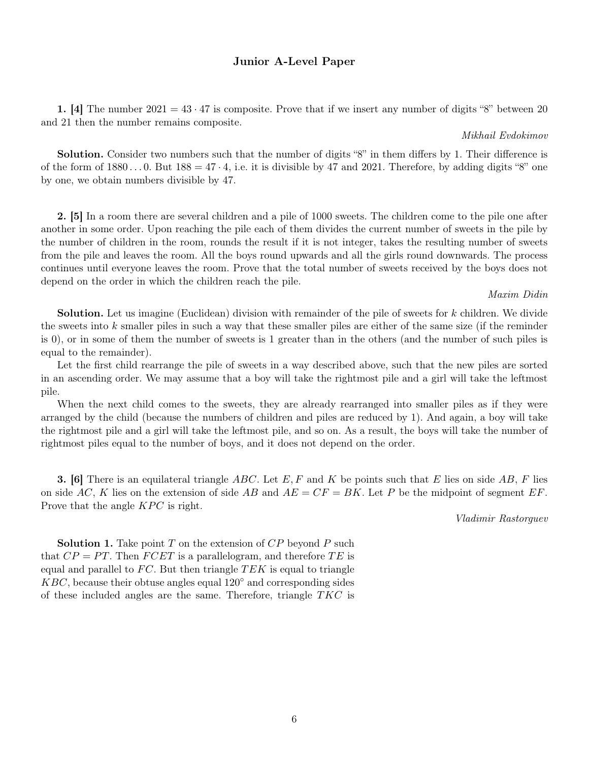## Junior A-Level Paper

**1. [4]** The number $2021 = 43 \cdot 47$ is composite. Prove that if we insert any number of digits "8" between 20 and 21 then the number remains composite.

*Mikhail Evdokimov*

**Solution.** Consider two numbers such that the number of digits "8" in them differs by 1. Their difference is of the form of $1880 \ldots 0$. But $188 = 47 \cdot 4$, i.e. it is divisible by 47 and 2021. Therefore, by adding digits "8" one by one, we obtain numbers divisible by 47.

**2. [5]** In a room there are several children and a pile of 1000 sweets. The children come to the pile one after another in some order. Upon reaching the pile each of them divides the current number of sweets in the pile by the number of children in the room, rounds the result if it is not integer, takes the resulting number of sweets from the pile and leaves the room. All the boys round upwards and all the girls round downwards. The process continues until everyone leaves the room. Prove that the total number of sweets received by the boys does not depend on the order in which the children reach the pile.

*Maxim Didin*

**Solution.** Let us imagine (Euclidean) division with remainder of the pile of sweets for $k$ children. We divide the sweets into $k$ smaller piles in such a way that these smaller piles are either of the same size (if the reminder is 0), or in some of them the number of sweets is 1 greater than in the others (and the number of such piles is equal to the remainder).

Let the first child rearrange the pile of sweets in a way described above, such that the new piles are sorted in an ascending order. We may assume that a boy will take the rightmost pile and a girl will take the leftmost pile.

When the next child comes to the sweets, they are already rearranged into smaller piles as if they were arranged by the child (because the numbers of children and piles are reduced by 1). And again, a boy will take the rightmost pile and a girl will take the leftmost pile, and so on. As a result, the boys will take the number of rightmost piles equal to the number of boys, and it does not depend on the order.

**3. [6]** There is an equilateral triangle $ABC$. Let $E, F$ and $K$ be points such that $E$ lies on side $AB$, $F$ lies on side $AC$, $K$ lies on the extension of side $AB$ and $AE = CF = BK$. Let $P$ be the midpoint of segment $EF$. Prove that the angle $KPC$ is right.

*Vladimir Rastorguev*

**Solution 1.** Take point $T$ on the extension of $CP$ beyond $P$ such that $CP = PT$. Then $FCET$ is a parallelogram, and therefore $TE$ is equal and parallel to $FC$. But then triangle $TEK$ is equal to triangle $KBC$, because their obtuse angles equal $120^\circ$ and corresponding sides of these included angles are the same. Therefore, triangle $TKC$ is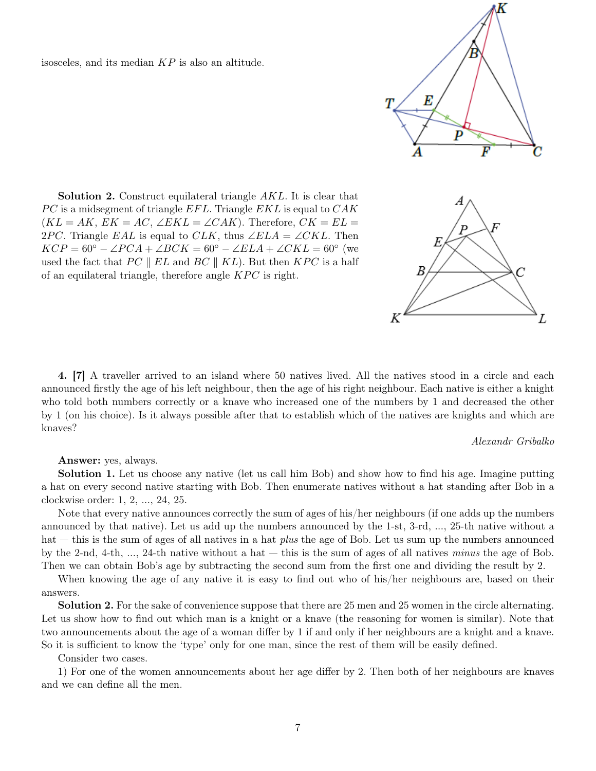isosceles, and its median $KP$ is also an altitude.

**Solution 2.** Construct equilateral triangle $AKL$. It is clear that $PC$ is a midsegment of triangle $EFL$. Triangle $EKL$ is equal to $CAK$ ($KL = AK$, $EK = AC$, $\angle EKL = \angle CAK$). Therefore, $CK = EL = 2PC$. Triangle $EAL$ is equal to $CLK$, thus $\angle ELA = \angle CKL$. Then $KCP = 60^\circ - \angle PCA + \angle BCK = 60^\circ - \angle ELA + \angle CKL = 60^\circ$ (we used the fact that $PC \parallel EL$ and $BC \parallel KL$). But then $KPC$ is a half of an equilateral triangle, therefore angle $KPC$ is right.

**4. [7]** A traveller arrived to an island where 50 natives lived. All the natives stood in a circle and each announced firstly the age of his left neighbour, then the age of his right neighbour. Each native is either a knight who told both numbers correctly or a knave who increased one of the numbers by 1 and decreased the other by 1 (on his choice). Is it always possible after that to establish which of the natives are knights and which are knaves?

*Alexandr Gribalko*

**Answer:** yes, always.

**Solution 1.** Let us choose any native (let us call him Bob) and show how to find his age. Imagine putting a hat on every second native starting with Bob. Then enumerate natives without a hat standing after Bob in a clockwise order: 1, 2, ..., 24, 25.

Note that every native announces correctly the sum of ages of his/her neighbours (if one adds up the numbers announced by that native). Let us add up the numbers announced by the 1-st, 3-rd, ..., 25-th native without a hat — this is the sum of ages of all natives in a hat *plus* the age of Bob. Let us sum up the numbers announced by the 2-nd, 4-th, ..., 24-th native without a hat — this is the sum of ages of all natives *minus* the age of Bob. Then we can obtain Bob's age by subtracting the second sum from the first one and dividing the result by 2.

When knowing the age of any native it is easy to find out who of his/her neighbours are, based on their answers.

**Solution 2.** For the sake of convenience suppose that there are 25 men and 25 women in the circle alternating. Let us show how to find out which man is a knight or a knave (the reasoning for women is similar). Note that two announcements about the age of a woman differ by 1 if and only if her neighbours are a knight and a knave. So it is sufficient to know the 'type' only for one man, since the rest of them will be easily defined.

Consider two cases.

1) For one of the women announcements about her age differ by 2. Then both of her neighbours are knaves and we can define all the men.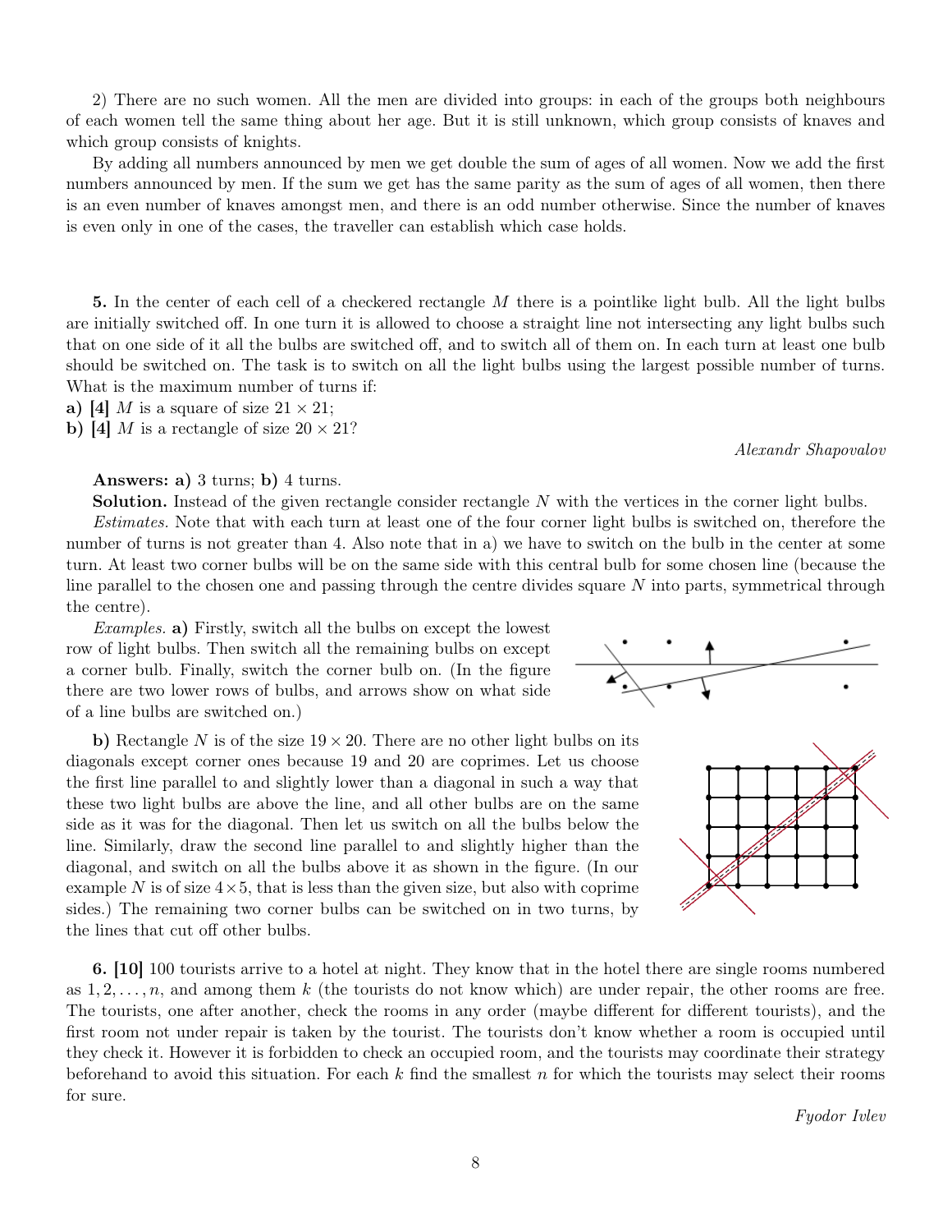2) There are no such women. All the men are divided into groups: in each of the groups both neighbours of each women tell the same thing about her age. But it is still unknown, which group consists of knaves and which group consists of knights.

By adding all numbers announced by men we get double the sum of ages of all women. Now we add the first numbers announced by men. If the sum we get has the same parity as the sum of ages of all women, then there is an even number of knaves amongst men, and there is an odd number otherwise. Since the number of knaves is even only in one of the cases, the traveller can establish which case holds.

**5.** In the center of each cell of a checkered rectangle $M$ there is a pointlike light bulb. All the light bulbs are initially switched off. In one turn it is allowed to choose a straight line not intersecting any light bulbs such that on one side of it all the bulbs are switched off, and to switch all of them on. In each turn at least one bulb should be switched on. The task is to switch on all the light bulbs using the largest possible number of turns. What is the maximum number of turns if:

**a)** **[4]** $M$ is a square of size $21 \times 21$;

**b)** **[4]** $M$ is a rectangle of size $20 \times 21$?

*Alexandr Shapovalov*

**Answers: a)** 3 turns; **b)** 4 turns.

**Solution.** Instead of the given rectangle consider rectangle $N$ with the vertices in the corner light bulbs.

*Estimates.* Note that with each turn at least one of the four corner light bulbs is switched on, therefore the number of turns is not greater than 4. Also note that in a) we have to switch on the bulb in the center at some turn. At least two corner bulbs will be on the same side with this central bulb for some chosen line (because the line parallel to the chosen one and passing through the centre divides square $N$ into parts, symmetrical through the centre).

*Examples.* **a)** Firstly, switch all the bulbs on except the lowest row of light bulbs. Then switch all the remaining bulbs on except a corner bulb. Finally, switch the corner bulb on. (In the figure there are two lower rows of bulbs, and arrows show on what side of a line bulbs are switched on.)

**b)** Rectangle $N$ is of the size $19 \times 20$. There are no other light bulbs on its diagonals except corner ones because 19 and 20 are coprimes. Let us choose the first line parallel to and slightly lower than a diagonal in such a way that these two light bulbs are above the line, and all other bulbs are on the same side as it was for the diagonal. Then let us switch on all the bulbs below the line. Similarly, draw the second line parallel to and slightly higher than the diagonal, and switch on all the bulbs above it as shown in the figure. (In our example $N$ is of size $4 \times 5$, that is less than the given size, but also with coprime sides.) The remaining two corner bulbs can be switched on in two turns, by the lines that cut off other bulbs.

**6.** **[10]** 100 tourists arrive to a hotel at night. They know that in the hotel there are single rooms numbered as $1, 2, \ldots, n$, and among them $k$ (the tourists do not know which) are under repair, the other rooms are free. The tourists, one after another, check the rooms in any order (maybe different for different tourists), and the first room not under repair is taken by the tourist. The tourists don't know whether a room is occupied until they check it. However it is forbidden to check an occupied room, and the tourists may coordinate their strategy beforehand to avoid this situation. For each $k$ find the smallest $n$ for which the tourists may select their rooms for sure.

*Fyodor Ivlev*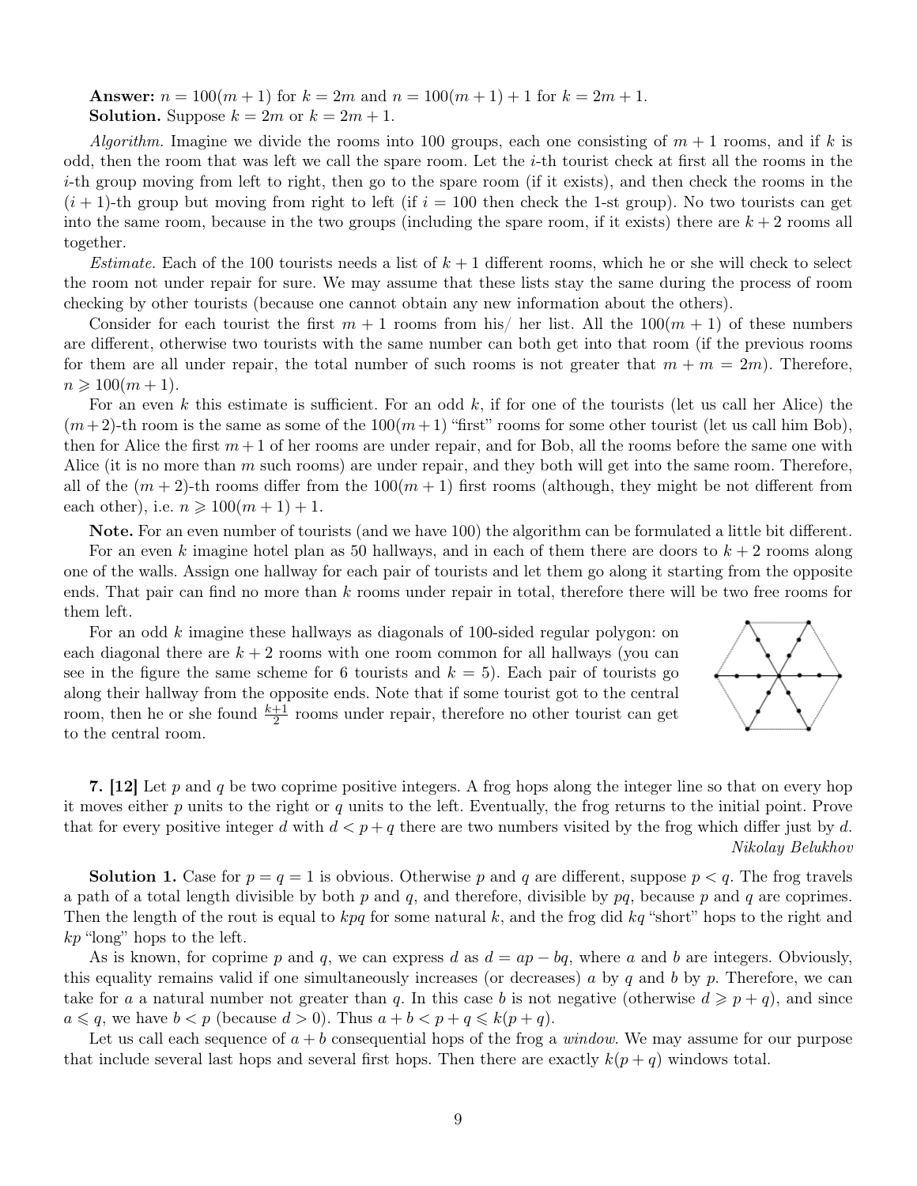**Answer:** $n = 100(m+1)$ for $k = 2m$ and $n = 100(m+1)+1$ for $k = 2m+1$.

**Solution.** Suppose $k = 2m$ or $k = 2m+1$.

*Algorithm.* Imagine we divide the rooms into 100 groups, each one consisting of $m+1$ rooms, and if $k$ is odd, then the room that was left we call the spare room. Let the $i$-th tourist check at first all the rooms in the $i$-th group moving from left to right, then go to the spare room (if it exists), and then check the rooms in the $(i+1)$-th group but moving from right to left (if $i = 100$ then check the 1-st group). No two tourists can get into the same room, because in the two groups (including the spare room, if it exists) there are $k+2$ rooms all together.

*Estimate.* Each of the 100 tourists needs a list of $k+1$ different rooms, which he or she will check to select the room not under repair for sure. We may assume that these lists stay the same during the process of room checking by other tourists (because one cannot obtain any new information about the others).

Consider for each tourist the first $m+1$ rooms from his/ her list. All the $100(m+1)$ of these numbers are different, otherwise two tourists with the same number can both get into that room (if the previous rooms for them are all under repair, the total number of such rooms is not greater that $m + m = 2m$). Therefore, $n \geqslant 100(m+1)$.

For an even $k$ this estimate is sufficient. For an odd $k$, if for one of the tourists (let us call her Alice) the $(m+2)$-th room is the same as some of the $100(m+1)$ "first" rooms for some other tourist (let us call him Bob), then for Alice the first $m+1$ of her rooms are under repair, and for Bob, all the rooms before the same one with Alice (it is no more than $m$ such rooms) are under repair, and they both will get into the same room. Therefore, all of the $(m+2)$-th rooms differ from the $100(m+1)$ first rooms (although, they might be not different from each other), i.e. $n \geqslant 100(m+1)+1$.

**Note.** For an even number of tourists (and we have 100) the algorithm can be formulated a little bit different.

For an even $k$ imagine hotel plan as 50 hallways, and in each of them there are doors to $k+2$ rooms along one of the walls. Assign one hallway for each pair of tourists and let them go along it starting from the opposite ends. That pair can find no more than $k$ rooms under repair in total, therefore there will be two free rooms for them left.

For an odd $k$ imagine these hallways as diagonals of 100-sided regular polygon: on each diagonal there are $k+2$ rooms with one room common for all hallways (you can see in the figure the same scheme for 6 tourists and $k = 5$). Each pair of tourists go along their hallway from the opposite ends. Note that if some tourist got to the central room, then he or she found $\frac{k+1}{2}$ rooms under repair, therefore no other tourist can get to the central room.

**7. [12]** Let $p$ and $q$ be two coprime positive integers. A frog hops along the integer line so that on every hop it moves either $p$ units to the right or $q$ units to the left. Eventually, the frog returns to the initial point. Prove that for every positive integer $d$ with $d < p+q$ there are two numbers visited by the frog which differ just by $d$.

*Nikolay Belukhov*

**Solution 1.** Case for $p = q = 1$ is obvious. Otherwise $p$ and $q$ are different, suppose $p < q$. The frog travels a path of a total length divisible by both $p$ and $q$, and therefore, divisible by $pq$, because $p$ and $q$ are coprimes. Then the length of the rout is equal to $kpq$ for some natural $k$, and the frog did $kq$ "short" hops to the right and $kp$ "long" hops to the left.

As is known, for coprime $p$ and $q$, we can express $d$ as $d = ap - bq$, where $a$ and $b$ are integers. Obviously, this equality remains valid if one simultaneously increases (or decreases) $a$ by $q$ and $b$ by $p$. Therefore, we can take for $a$ a natural number not greater than $q$. In this case $b$ is not negative (otherwise $d \geqslant p+q$), and since $a \leqslant q$, we have $b < p$ (because $d > 0$). Thus $a + b < p + q \leqslant k(p+q)$.

Let us call each sequence of $a+b$ consequential hops of the frog a *window*. We may assume for our purpose that include several last hops and several first hops. Then there are exactly $k(p+q)$ windows total.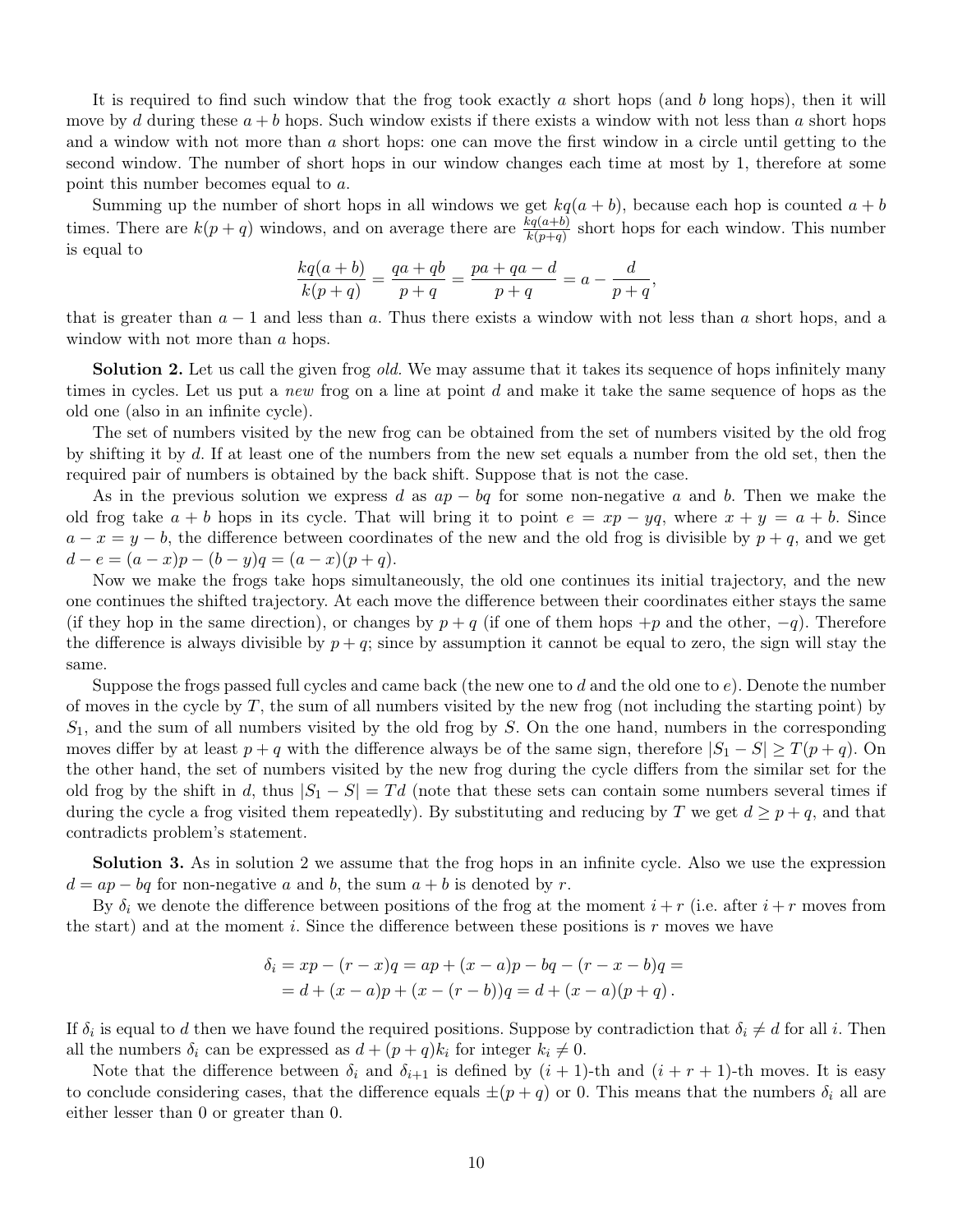It is required to find such window that the frog took exactly $a$ short hops (and $b$ long hops), then it will move by $d$ during these $a+b$ hops. Such window exists if there exists a window with not less than $a$ short hops and a window with not more than $a$ short hops: one can move the first window in a circle until getting to the second window. The number of short hops in our window changes each time at most by 1, therefore at some point this number becomes equal to $a$.

Summing up the number of short hops in all windows we get $kq(a+b)$, because each hop is counted $a+b$ times. There are $k(p+q)$ windows, and on average there are $\frac{kq(a+b)}{k(p+q)}$ short hops for each window. This number is equal to

$$\frac{kq(a+b)}{k(p+q)} = \frac{qa+qb}{p+q} = \frac{pa+qa-d}{p+q} = a - \frac{d}{p+q},$$

that is greater than $a-1$ and less than $a$. Thus there exists a window with not less than $a$ short hops, and a window with not more than $a$ hops.

**Solution 2.** Let us call the given frog *old.* We may assume that it takes its sequence of hops infinitely many times in cycles. Let us put a *new* frog on a line at point $d$ and make it take the same sequence of hops as the old one (also in an infinite cycle).

The set of numbers visited by the new frog can be obtained from the set of numbers visited by the old frog by shifting it by $d$. If at least one of the numbers from the new set equals a number from the old set, then the required pair of numbers is obtained by the back shift. Suppose that is not the case.

As in the previous solution we express $d$ as $ap-bq$ for some non-negative $a$ and $b$. Then we make the old frog take $a+b$ hops in its cycle. That will bring it to point $e = xp - yq$, where $x+y = a+b$. Since $a-x = y-b$, the difference between coordinates of the new and the old frog is divisible by $p+q$, and we get $d - e = (a-x)p - (b-y)q = (a-x)(p+q)$.

Now we make the frogs take hops simultaneously, the old one continues its initial trajectory, and the new one continues the shifted trajectory. At each move the difference between their coordinates either stays the same (if they hop in the same direction), or changes by $p+q$ (if one of them hops $+p$ and the other, $-q$). Therefore the difference is always divisible by $p+q$; since by assumption it cannot be equal to zero, the sign will stay the same.

Suppose the frogs passed full cycles and came back (the new one to $d$ and the old one to $e$). Denote the number of moves in the cycle by $T$, the sum of all numbers visited by the new frog (not including the starting point) by $S_1$, and the sum of all numbers visited by the old frog by $S$. On the one hand, numbers in the corresponding moves differ by at least $p+q$ with the difference always be of the same sign, therefore $|S_1 - S| \geq T(p+q)$. On the other hand, the set of numbers visited by the new frog during the cycle differs from the similar set for the old frog by the shift in $d$, thus $|S_1 - S| = Td$ (note that these sets can contain some numbers several times if during the cycle a frog visited them repeatedly). By substituting and reducing by $T$ we get $d \geq p+q$, and that contradicts problem's statement.

**Solution 3.** As in solution 2 we assume that the frog hops in an infinite cycle. Also we use the expression $d = ap - bq$ for non-negative $a$ and $b$, the sum $a+b$ is denoted by $r$.

By $\delta_i$ we denote the difference between positions of the frog at the moment $i+r$ (i.e. after $i+r$ moves from the start) and at the moment $i$. Since the difference between these positions is $r$ moves we have

$$\begin{aligned}\delta_i = xp - (r-x)q = ap + (x-a)p - bq - (r-x-b)q = \\ = d + (x-a)p + (x-(r-b))q = d + (x-a)(p+q)\,.\end{aligned}$$

If $\delta_i$ is equal to $d$ then we have found the required positions. Suppose by contradiction that $\delta_i \neq d$ for all $i$. Then all the numbers $\delta_i$ can be expressed as $d + (p+q)k_i$ for integer $k_i \neq 0$.

Note that the difference between $\delta_i$ and $\delta_{i+1}$ is defined by $(i+1)$-th and $(i+r+1)$-th moves. It is easy to conclude considering cases, that the difference equals $\pm(p+q)$ or 0. This means that the numbers $\delta_i$ all are either lesser than 0 or greater than 0.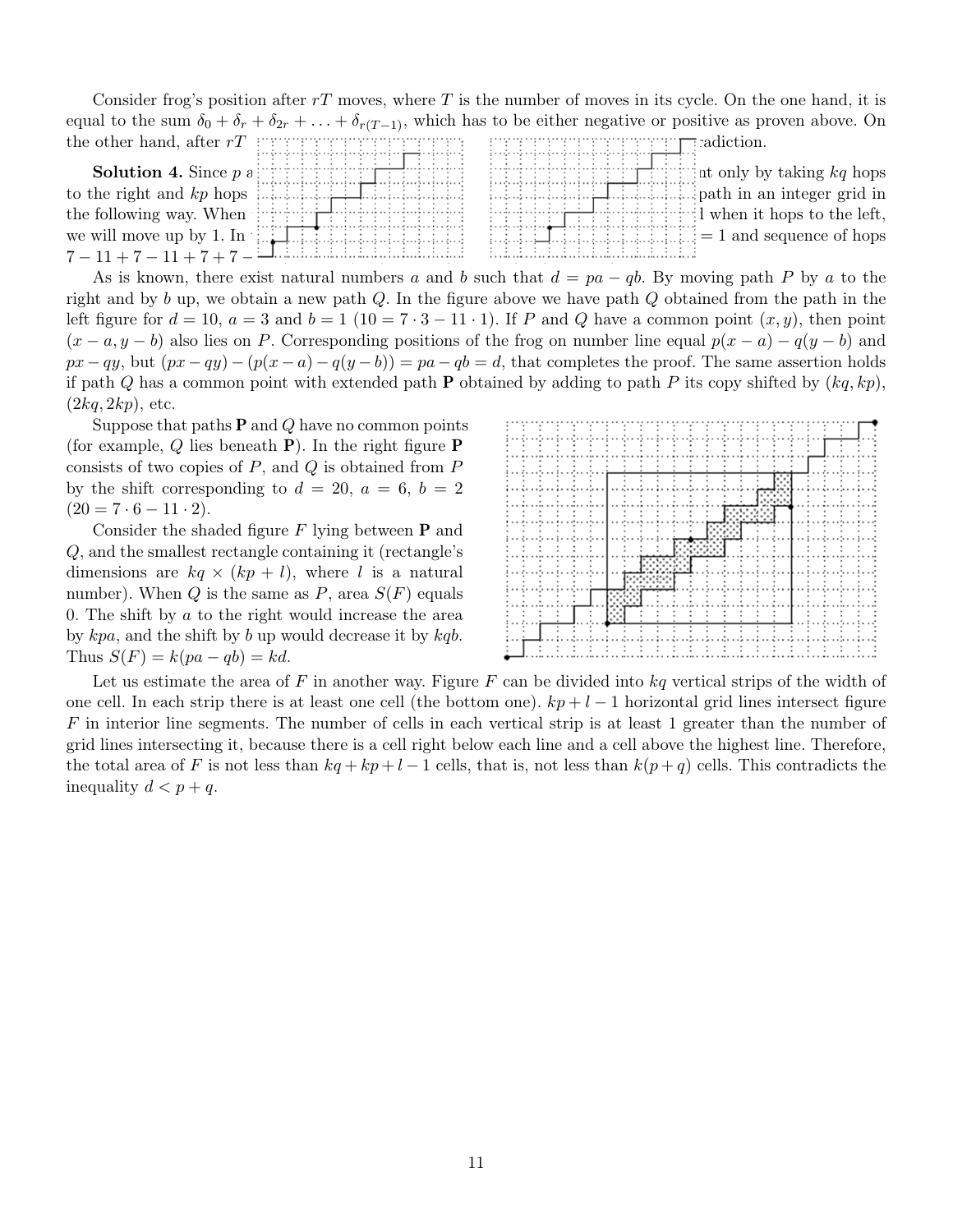Consider frog's position after $rT$ moves, where $T$ is the number of moves in its cycle. On the one hand, it is equal to the sum $\delta_0 + \delta_r + \delta_{2r} + \ldots + \delta_{r(T-1)}$, which has to be either negative or positive as proven above. On the other hand, after $rT$ ... adiction.

**Solution 4.** Since $p$ a ... nt only by taking $kq$ hops to the right and $kp$ hops ... path in an integer grid in the following way. When ... l when it hops to the left, we will move up by 1. In ... $= 1$ and sequence of hops $7 - 11 + 7 - 11 + 7 + 7 -$ ...

As is known, there exist natural numbers $a$ and $b$ such that $d = pa - qb$. By moving path $P$ by $a$ to the right and by $b$ up, we obtain a new path $Q$. In the figure above we have path $Q$ obtained from the path in the left figure for $d = 10$, $a = 3$ and $b = 1$ ($10 = 7 \cdot 3 - 11 \cdot 1$). If $P$ and $Q$ have a common point $(x, y)$, then point $(x - a, y - b)$ also lies on $P$. Corresponding positions of the frog on number line equal $p(x - a) - q(y - b)$ and $px - qy$, but $(px - qy) - (p(x - a) - q(y - b)) = pa - qb = d$, that completes the proof. The same assertion holds if path $Q$ has a common point with extended path $\mathbf{P}$ obtained by adding to path $P$ its copy shifted by $(kq, kp)$, $(2kq, 2kp)$, etc.

Suppose that paths $\mathbf{P}$ and $Q$ have no common points (for example, $Q$ lies beneath $\mathbf{P}$). In the right figure $\mathbf{P}$ consists of two copies of $P$, and $Q$ is obtained from $P$ by the shift corresponding to $d = 20$, $a = 6$, $b = 2$ ($20 = 7 \cdot 6 - 11 \cdot 2$).

Consider the shaded figure $F$ lying between $\mathbf{P}$ and $Q$, and the smallest rectangle containing it (rectangle's dimensions are $kq \times (kp + l)$, where $l$ is a natural number). When $Q$ is the same as $P$, area $S(F)$ equals 0. The shift by $a$ to the right would increase the area by $kpa$, and the shift by $b$ up would decrease it by $kqb$. Thus $S(F) = k(pa - qb) = kd$.

Let us estimate the area of $F$ in another way. Figure $F$ can be divided into $kq$ vertical strips of the width of one cell. In each strip there is at least one cell (the bottom one). $kp + l - 1$ horizontal grid lines intersect figure $F$ in interior line segments. The number of cells in each vertical strip is at least 1 greater than the number of grid lines intersecting it, because there is a cell right below each line and a cell above the highest line. Therefore, the total area of $F$ is not less than $kq + kp + l - 1$ cells, that is, not less than $k(p + q)$ cells. This contradicts the inequality $d < p + q$.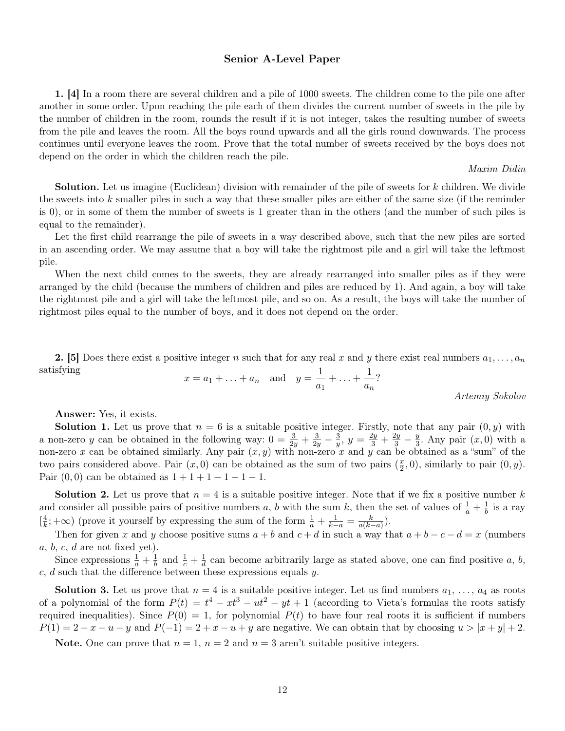## Senior A-Level Paper

**1. [4]** In a room there are several children and a pile of 1000 sweets. The children come to the pile one after another in some order. Upon reaching the pile each of them divides the current number of sweets in the pile by the number of children in the room, rounds the result if it is not integer, takes the resulting number of sweets from the pile and leaves the room. All the boys round upwards and all the girls round downwards. The process continues until everyone leaves the room. Prove that the total number of sweets received by the boys does not depend on the order in which the children reach the pile.

*Maxim Didin*

**Solution.** Let us imagine (Euclidean) division with remainder of the pile of sweets for $k$ children. We divide the sweets into $k$ smaller piles in such a way that these smaller piles are either of the same size (if the reminder is 0), or in some of them the number of sweets is 1 greater than in the others (and the number of such piles is equal to the remainder).

Let the first child rearrange the pile of sweets in a way described above, such that the new piles are sorted in an ascending order. We may assume that a boy will take the rightmost pile and a girl will take the leftmost pile.

When the next child comes to the sweets, they are already rearranged into smaller piles as if they were arranged by the child (because the numbers of children and piles are reduced by 1). And again, a boy will take the rightmost pile and a girl will take the leftmost pile, and so on. As a result, the boys will take the number of rightmost piles equal to the number of boys, and it does not depend on the order.

**2. [5]** Does there exist a positive integer $n$ such that for any real $x$ and $y$ there exist real numbers $a_1, \ldots, a_n$ satisfying

$$x = a_1 + \ldots + a_n \quad \text{and} \quad y = \frac{1}{a_1} + \ldots + \frac{1}{a_n}?$$

*Artemiy Sokolov*

**Answer:** Yes, it exists.

**Solution 1.** Let us prove that $n = 6$ is a suitable positive integer. Firstly, note that any pair $(0, y)$ with a non-zero $y$ can be obtained in the following way: $0 = \frac{3}{2y} + \frac{3}{2y} - \frac{3}{y}$, $y = \frac{2y}{3} + \frac{2y}{3} - \frac{y}{3}$. Any pair $(x, 0)$ with a non-zero $x$ can be obtained similarly. Any pair $(x, y)$ with non-zero $x$ and $y$ can be obtained as a "sum" of the two pairs considered above. Pair $(x, 0)$ can be obtained as the sum of two pairs $(\frac{x}{2}, 0)$, similarly to pair $(0, y)$. Pair $(0, 0)$ can be obtained as $1 + 1 + 1 - 1 - 1 - 1$.

**Solution 2.** Let us prove that $n = 4$ is a suitable positive integer. Note that if we fix a positive number $k$ and consider all possible pairs of positive numbers $a$, $b$ with the sum $k$, then the set of values of $\frac{1}{a} + \frac{1}{b}$ is a ray $[\frac{4}{k}; +\infty)$ (prove it yourself by expressing the sum of the form $\frac{1}{a} + \frac{1}{k-a} = \frac{k}{a(k-a)}$).

Then for given $x$ and $y$ choose positive sums $a + b$ and $c + d$ in such a way that $a + b - c - d = x$ (numbers $a$, $b$, $c$, $d$ are not fixed yet).

Since expressions $\frac{1}{a} + \frac{1}{b}$ and $\frac{1}{c} + \frac{1}{d}$ can become arbitrarily large as stated above, one can find positive $a$, $b$, $c$, $d$ such that the difference between these expressions equals $y$.

**Solution 3.** Let us prove that $n = 4$ is a suitable positive integer. Let us find numbers $a_1, \ldots, a_4$ as roots of a polynomial of the form $P(t) = t^4 - xt^3 - ut^2 - yt + 1$ (according to Vieta's formulas the roots satisfy required inequalities). Since $P(0) = 1$, for polynomial $P(t)$ to have four real roots it is sufficient if numbers $P(1) = 2 - x - u - y$ and $P(-1) = 2 + x - u + y$ are negative. We can obtain that by choosing $u > |x + y| + 2$.

**Note.** One can prove that $n = 1$, $n = 2$ and $n = 3$ aren't suitable positive integers.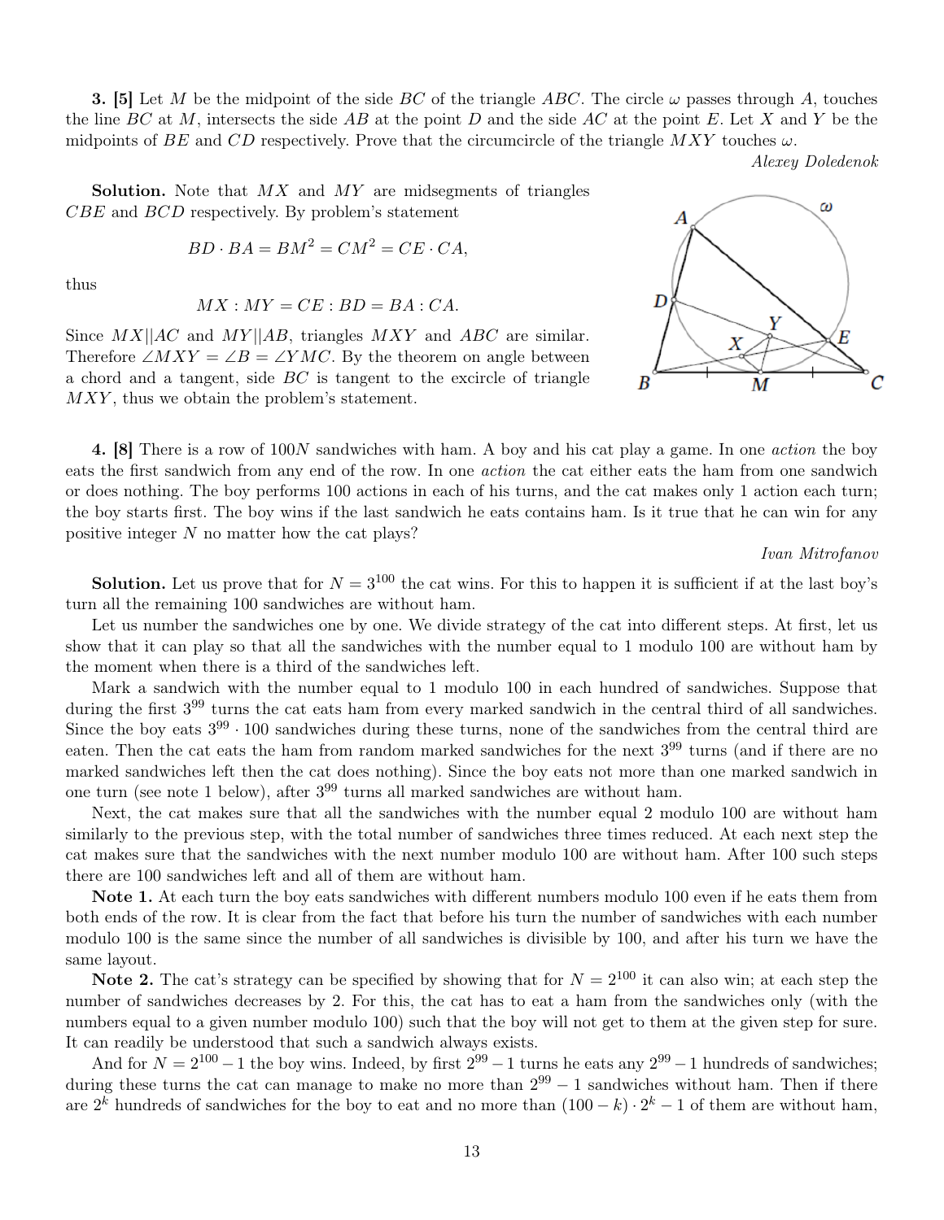**3. [5]** Let $M$ be the midpoint of the side $BC$ of the triangle $ABC$. The circle $\omega$ passes through $A$, touches the line $BC$ at $M$, intersects the side $AB$ at the point $D$ and the side $AC$ at the point $E$. Let $X$ and $Y$ be the midpoints of $BE$ and $CD$ respectively. Prove that the circumcircle of the triangle $MXY$ touches $\omega$.

*Alexey Doledenok*

**Solution.** Note that $MX$ and $MY$ are midsegments of triangles $CBE$ and $BCD$ respectively. By problem's statement

$$BD \cdot BA = BM^2 = CM^2 = CE \cdot CA,$$

thus

$$MX : MY = CE : BD = BA : CA.$$

Since $MX || AC$ and $MY || AB$, triangles $MXY$ and $ABC$ are similar. Therefore $\angle MXY = \angle B = \angle YMC$. By the theorem on angle between a chord and a tangent, side $BC$ is tangent to the excircle of triangle $MXY$, thus we obtain the problem's statement.

**4. [8]** There is a row of $100N$ sandwiches with ham. A boy and his cat play a game. In one *action* the boy eats the first sandwich from any end of the row. In one *action* the cat either eats the ham from one sandwich or does nothing. The boy performs 100 actions in each of his turns, and the cat makes only 1 action each turn; the boy starts first. The boy wins if the last sandwich he eats contains ham. Is it true that he can win for any positive integer $N$ no matter how the cat plays?

*Ivan Mitrofanov*

**Solution.** Let us prove that for $N = 3^{100}$ the cat wins. For this to happen it is sufficient if at the last boy's turn all the remaining 100 sandwiches are without ham.

Let us number the sandwiches one by one. We divide strategy of the cat into different steps. At first, let us show that it can play so that all the sandwiches with the number equal to 1 modulo 100 are without ham by the moment when there is a third of the sandwiches left.

Mark a sandwich with the number equal to 1 modulo 100 in each hundred of sandwiches. Suppose that during the first $3^{99}$ turns the cat eats ham from every marked sandwich in the central third of all sandwiches. Since the boy eats $3^{99} \cdot 100$ sandwiches during these turns, none of the sandwiches from the central third are eaten. Then the cat eats the ham from random marked sandwiches for the next $3^{99}$ turns (and if there are no marked sandwiches left then the cat does nothing). Since the boy eats not more than one marked sandwich in one turn (see note 1 below), after $3^{99}$ turns all marked sandwiches are without ham.

Next, the cat makes sure that all the sandwiches with the number equal 2 modulo 100 are without ham similarly to the previous step, with the total number of sandwiches three times reduced. At each next step the cat makes sure that the sandwiches with the next number modulo 100 are without ham. After 100 such steps there are 100 sandwiches left and all of them are without ham.

**Note 1.** At each turn the boy eats sandwiches with different numbers modulo 100 even if he eats them from both ends of the row. It is clear from the fact that before his turn the number of sandwiches with each number modulo 100 is the same since the number of all sandwiches is divisible by 100, and after his turn we have the same layout.

**Note 2.** The cat's strategy can be specified by showing that for $N = 2^{100}$ it can also win; at each step the number of sandwiches decreases by 2. For this, the cat has to eat a ham from the sandwiches only (with the numbers equal to a given number modulo 100) such that the boy will not get to them at the given step for sure. It can readily be understood that such a sandwich always exists.

And for $N = 2^{100} - 1$ the boy wins. Indeed, by first $2^{99} - 1$ turns he eats any $2^{99} - 1$ hundreds of sandwiches; during these turns the cat can manage to make no more than $2^{99} - 1$ sandwiches without ham. Then if there are $2^k$ hundreds of sandwiches for the boy to eat and no more than $(100 - k) \cdot 2^k - 1$ of them are without ham,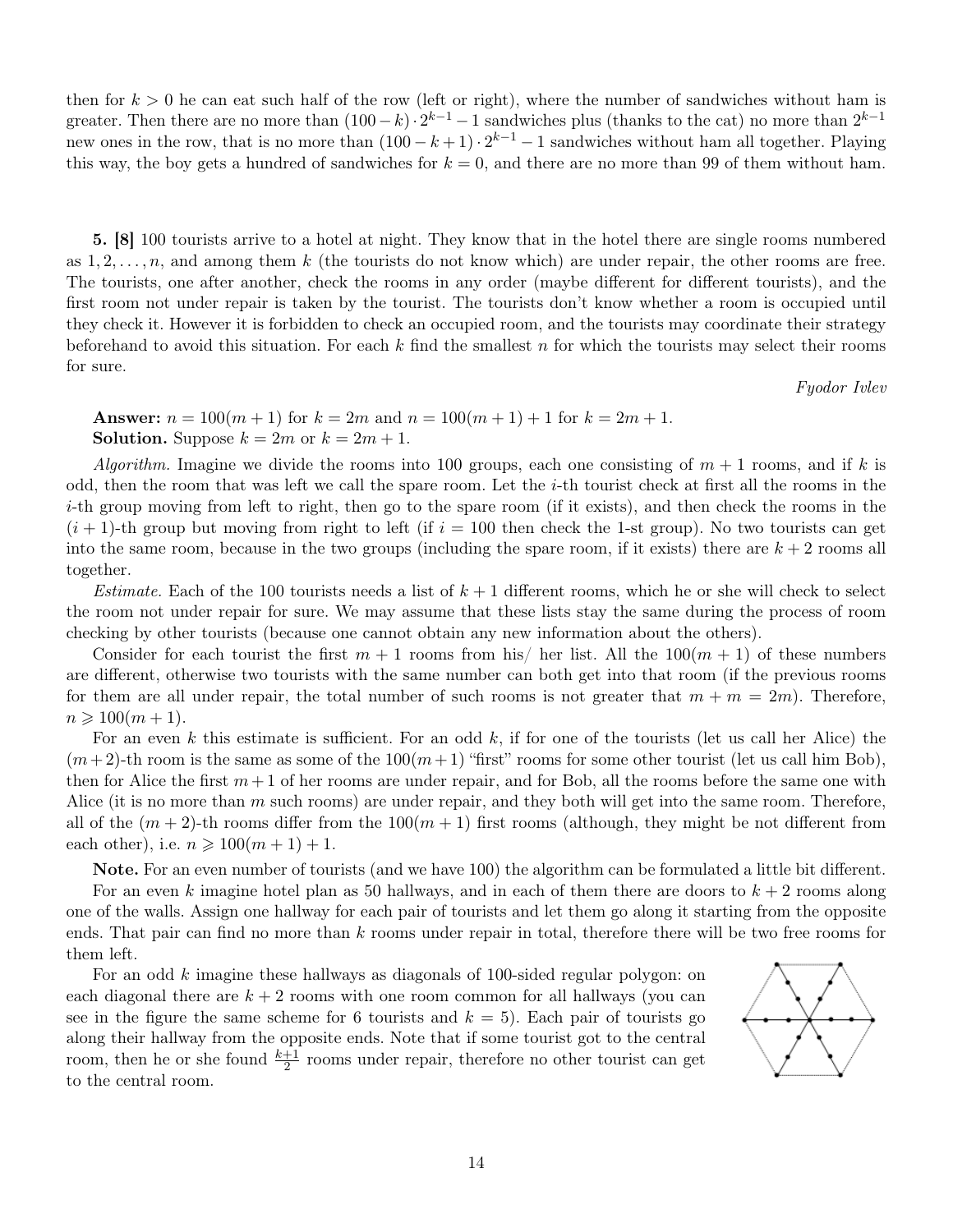then for $k > 0$ he can eat such half of the row (left or right), where the number of sandwiches without ham is greater. Then there are no more than $(100 - k) \cdot 2^{k-1} - 1$ sandwiches plus (thanks to the cat) no more than $2^{k-1}$ new ones in the row, that is no more than $(100 - k + 1) \cdot 2^{k-1} - 1$ sandwiches without ham all together. Playing this way, the boy gets a hundred of sandwiches for $k = 0$, and there are no more than 99 of them without ham.

**5. [8]** 100 tourists arrive to a hotel at night. They know that in the hotel there are single rooms numbered as $1, 2, \dots, n$, and among them $k$ (the tourists do not know which) are under repair, the other rooms are free. The tourists, one after another, check the rooms in any order (maybe different for different tourists), and the first room not under repair is taken by the tourist. The tourists don't know whether a room is occupied until they check it. However it is forbidden to check an occupied room, and the tourists may coordinate their strategy beforehand to avoid this situation. For each $k$ find the smallest $n$ for which the tourists may select their rooms for sure.

*Fyodor Ivlev*

**Answer:** $n = 100(m + 1)$ for $k = 2m$ and $n = 100(m + 1) + 1$ for $k = 2m + 1$.

**Solution.** Suppose $k = 2m$ or $k = 2m + 1$.

*Algorithm.* Imagine we divide the rooms into 100 groups, each one consisting of $m + 1$ rooms, and if $k$ is odd, then the room that was left we call the spare room. Let the $i$-th tourist check at first all the rooms in the $i$-th group moving from left to right, then go to the spare room (if it exists), and then check the rooms in the $(i + 1)$-th group but moving from right to left (if $i = 100$ then check the 1-st group). No two tourists can get into the same room, because in the two groups (including the spare room, if it exists) there are $k + 2$ rooms all together.

*Estimate.* Each of the 100 tourists needs a list of $k + 1$ different rooms, which he or she will check to select the room not under repair for sure. We may assume that these lists stay the same during the process of room checking by other tourists (because one cannot obtain any new information about the others).

Consider for each tourist the first $m + 1$ rooms from his/ her list. All the $100(m + 1)$ of these numbers are different, otherwise two tourists with the same number can both get into that room (if the previous rooms for them are all under repair, the total number of such rooms is not greater that $m + m = 2m$). Therefore, $n \geqslant 100(m + 1)$.

For an even $k$ this estimate is sufficient. For an odd $k$, if for one of the tourists (let us call her Alice) the $(m+2)$-th room is the same as some of the $100(m+1)$ "first" rooms for some other tourist (let us call him Bob), then for Alice the first $m + 1$ of her rooms are under repair, and for Bob, all the rooms before the same one with Alice (it is no more than $m$ such rooms) are under repair, and they both will get into the same room. Therefore, all of the $(m + 2)$-th rooms differ from the $100(m + 1)$ first rooms (although, they might be not different from each other), i.e. $n \geqslant 100(m + 1) + 1$.

**Note.** For an even number of tourists (and we have 100) the algorithm can be formulated a little bit different.

For an even $k$ imagine hotel plan as 50 hallways, and in each of them there are doors to $k + 2$ rooms along one of the walls. Assign one hallway for each pair of tourists and let them go along it starting from the opposite ends. That pair can find no more than $k$ rooms under repair in total, therefore there will be two free rooms for them left.

For an odd $k$ imagine these hallways as diagonals of 100-sided regular polygon: on each diagonal there are $k + 2$ rooms with one room common for all hallways (you can see in the figure the same scheme for 6 tourists and $k = 5$). Each pair of tourists go along their hallway from the opposite ends. Note that if some tourist got to the central room, then he or she found $\frac{k+1}{2}$ rooms under repair, therefore no other tourist can get to the central room.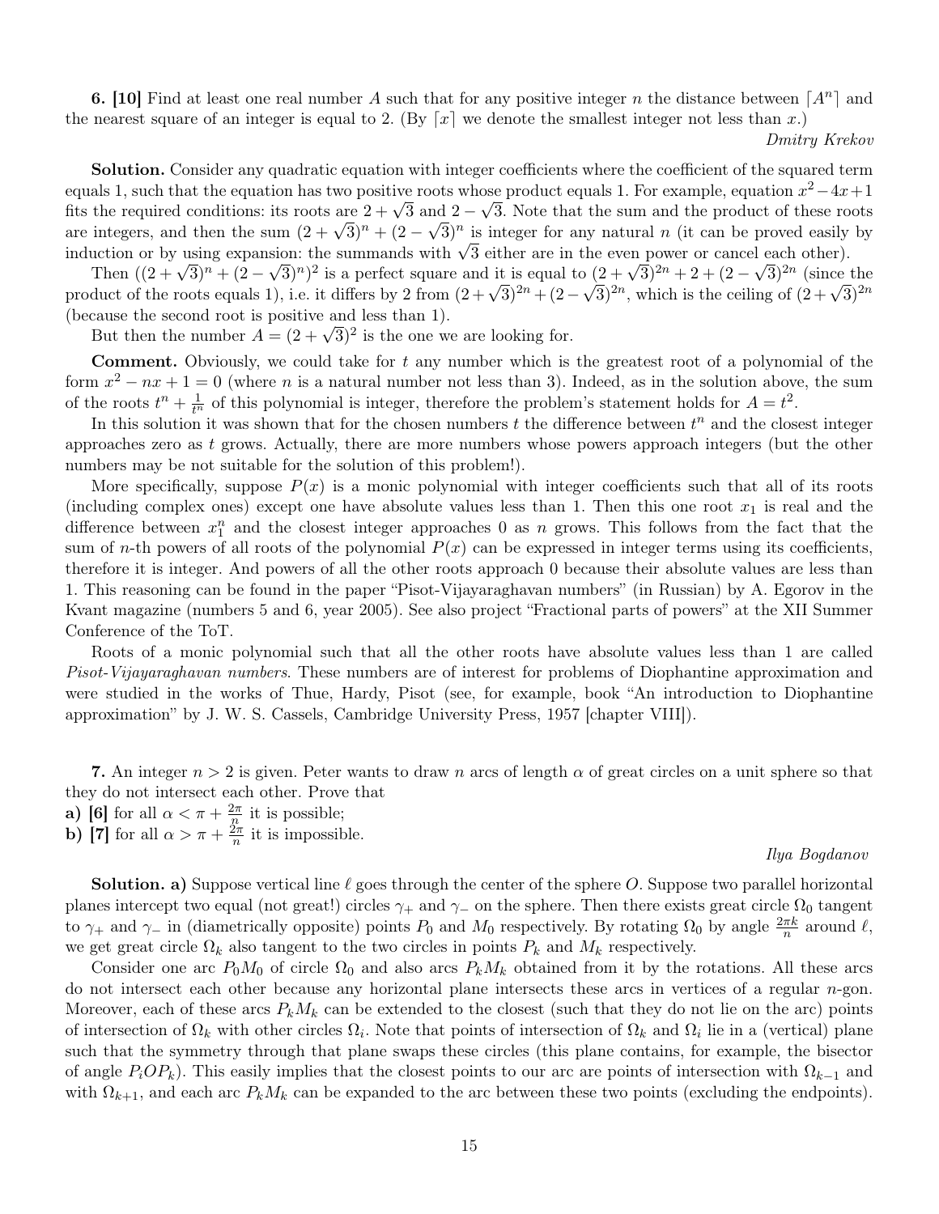**6. [10]** Find at least one real number $A$ such that for any positive integer $n$ the distance between $\lceil A^n \rceil$ and the nearest square of an integer is equal to 2. (By $\lceil x \rceil$ we denote the smallest integer not less than $x$.)

*Dmitry Krekov*

**Solution.** Consider any quadratic equation with integer coefficients where the coefficient of the squared term equals 1, such that the equation has two positive roots whose product equals 1. For example, equation $x^2-4x+1$ fits the required conditions: its roots are $2+\sqrt{3}$ and $2-\sqrt{3}$. Note that the sum and the product of these roots are integers, and then the sum $(2+\sqrt{3})^n + (2-\sqrt{3})^n$ is integer for any natural $n$ (it can be proved easily by induction or by using expansion: the summands with $\sqrt{3}$ either are in the even power or cancel each other).

Then $((2+\sqrt{3})^n + (2-\sqrt{3})^n)^2$ is a perfect square and it is equal to $(2+\sqrt{3})^{2n} + 2 + (2-\sqrt{3})^{2n}$ (since the product of the roots equals 1), i.e. it differs by 2 from $(2+\sqrt{3})^{2n} + (2-\sqrt{3})^{2n}$, which is the ceiling of $(2+\sqrt{3})^{2n}$ (because the second root is positive and less than 1).

But then the number $A = (2+\sqrt{3})^2$ is the one we are looking for.

**Comment.** Obviously, we could take for $t$ any number which is the greatest root of a polynomial of the form $x^2 - nx + 1 = 0$ (where $n$ is a natural number not less than 3). Indeed, as in the solution above, the sum of the roots $t^n + \frac{1}{t^n}$ of this polynomial is integer, therefore the problem's statement holds for $A = t^2$.

In this solution it was shown that for the chosen numbers $t$ the difference between $t^n$ and the closest integer approaches zero as $t$ grows. Actually, there are more numbers whose powers approach integers (but the other numbers may be not suitable for the solution of this problem!).

More specifically, suppose $P(x)$ is a monic polynomial with integer coefficients such that all of its roots (including complex ones) except one have absolute values less than 1. Then this one root $x_1$ is real and the difference between $x_1^n$ and the closest integer approaches 0 as $n$ grows. This follows from the fact that the sum of $n$-th powers of all roots of the polynomial $P(x)$ can be expressed in integer terms using its coefficients, therefore it is integer. And powers of all the other roots approach 0 because their absolute values are less than 1. This reasoning can be found in the paper "Pisot-Vijayaraghavan numbers" (in Russian) by A. Egorov in the Kvant magazine (numbers 5 and 6, year 2005). See also project "Fractional parts of powers" at the XII Summer Conference of the ToT.

Roots of a monic polynomial such that all the other roots have absolute values less than 1 are called *Pisot-Vijayaraghavan numbers*. These numbers are of interest for problems of Diophantine approximation and were studied in the works of Thue, Hardy, Pisot (see, for example, book "An introduction to Diophantine approximation" by J. W. S. Cassels, Cambridge University Press, 1957 [chapter VIII]).

**7.** An integer $n > 2$ is given. Peter wants to draw $n$ arcs of length $\alpha$ of great circles on a unit sphere so that they do not intersect each other. Prove that

**a) [6]** for all $\alpha < \pi + \frac{2\pi}{n}$ it is possible;

**b) [7]** for all $\alpha > \pi + \frac{2\pi}{n}$ it is impossible.

*Ilya Bogdanov*

**Solution. a)** Suppose vertical line $\ell$ goes through the center of the sphere $O$. Suppose two parallel horizontal planes intercept two equal (not great!) circles $\gamma_+$ and $\gamma_-$ on the sphere. Then there exists great circle $\Omega_0$ tangent to $\gamma_+$ and $\gamma_-$ in (diametrically opposite) points $P_0$ and $M_0$ respectively. By rotating $\Omega_0$ by angle $\frac{2\pi k}{n}$ around $\ell$, we get great circle $\Omega_k$ also tangent to the two circles in points $P_k$ and $M_k$ respectively.

Consider one arc $P_0M_0$ of circle $\Omega_0$ and also arcs $P_kM_k$ obtained from it by the rotations. All these arcs do not intersect each other because any horizontal plane intersects these arcs in vertices of a regular $n$-gon. Moreover, each of these arcs $P_kM_k$ can be extended to the closest (such that they do not lie on the arc) points of intersection of $\Omega_k$ with other circles $\Omega_i$. Note that points of intersection of $\Omega_k$ and $\Omega_i$ lie in a (vertical) plane such that the symmetry through that plane swaps these circles (this plane contains, for example, the bisector of angle $P_iOP_k$). This easily implies that the closest points to our arc are points of intersection with $\Omega_{k-1}$ and with $\Omega_{k+1}$, and each arc $P_kM_k$ can be expanded to the arc between these two points (excluding the endpoints).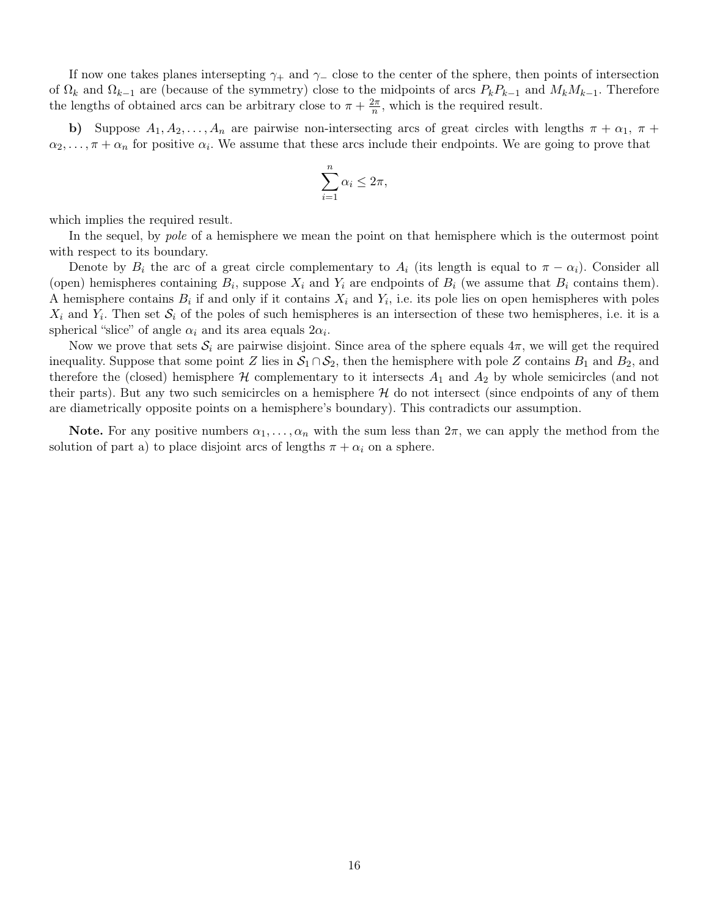If now one takes planes intersepting $\gamma_+$ and $\gamma_-$ close to the center of the sphere, then points of intersection of $\Omega_k$ and $\Omega_{k-1}$ are (because of the symmetry) close to the midpoints of arcs $P_kP_{k-1}$ and $M_kM_{k-1}$. Therefore the lengths of obtained arcs can be arbitrary close to $\pi + \frac{2\pi}{n}$, which is the required result.

**b)** Suppose $A_1, A_2, \ldots, A_n$ are pairwise non-intersecting arcs of great circles with lengths $\pi + \alpha_1$, $\pi + \alpha_2, \ldots, \pi + \alpha_n$ for positive $\alpha_i$. We assume that these arcs include their endpoints. We are going to prove that

$$\sum_{i=1}^{n} \alpha_i \leq 2\pi,$$

which implies the required result.

In the sequel, by *pole* of a hemisphere we mean the point on that hemisphere which is the outermost point with respect to its boundary.

Denote by $B_i$ the arc of a great circle complementary to $A_i$ (its length is equal to $\pi - \alpha_i$). Consider all (open) hemispheres containing $B_i$, suppose $X_i$ and $Y_i$ are endpoints of $B_i$ (we assume that $B_i$ contains them). A hemisphere contains $B_i$ if and only if it contains $X_i$ and $Y_i$, i.e. its pole lies on open hemispheres with poles $X_i$ and $Y_i$. Then set $\mathcal{S}_i$ of the poles of such hemispheres is an intersection of these two hemispheres, i.e. it is a spherical "slice" of angle $\alpha_i$ and its area equals $2\alpha_i$.

Now we prove that sets $\mathcal{S}_i$ are pairwise disjoint. Since area of the sphere equals $4\pi$, we will get the required inequality. Suppose that some point $Z$ lies in $\mathcal{S}_1 \cap \mathcal{S}_2$, then the hemisphere with pole $Z$ contains $B_1$ and $B_2$, and therefore the (closed) hemisphere $\mathcal{H}$ complementary to it intersects $A_1$ and $A_2$ by whole semicircles (and not their parts). But any two such semicircles on a hemisphere $\mathcal{H}$ do not intersect (since endpoints of any of them are diametrically opposite points on a hemisphere's boundary). This contradicts our assumption.

**Note.** For any positive numbers $\alpha_1, \ldots, \alpha_n$ with the sum less than $2\pi$, we can apply the method from the solution of part a) to place disjoint arcs of lengths $\pi + \alpha_i$ on a sphere.